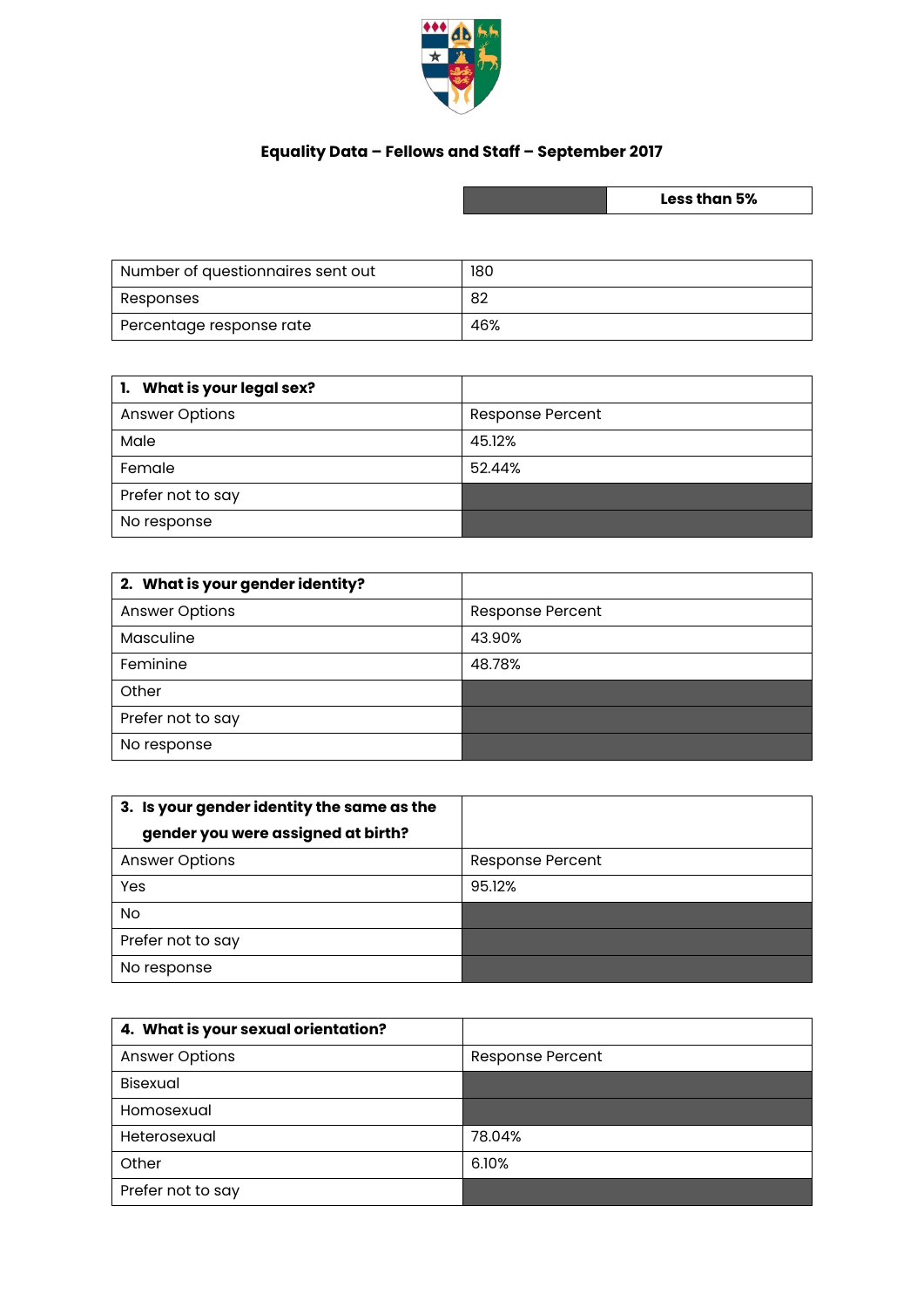# Equality Data – Fellows and Staff – September 2017

| | Less than 5% |
|---|---|

| | |
|---|---|
| Number of questionnaires sent out | 180 |
| Responses | 82 |
| Percentage response rate | 46% |

| 1. What is your legal sex? | |
|---|---|
| Answer Options | Response Percent |
| Male | 45.12% |
| Female | 52.44% |
| Prefer not to say | |
| No response | |

| 2. What is your gender identity? | |
|---|---|
| Answer Options | Response Percent |
| Masculine | 43.90% |
| Feminine | 48.78% |
| Other | |
| Prefer not to say | |
| No response | |

| 3. Is your gender identity the same as the gender you were assigned at birth? | |
|---|---|
| Answer Options | Response Percent |
| Yes | 95.12% |
| No | |
| Prefer not to say | |
| No response | |

| 4. What is your sexual orientation? | |
|---|---|
| Answer Options | Response Percent |
| Bisexual | |
| Homosexual | |
| Heterosexual | 78.04% |
| Other | 6.10% |
| Prefer not to say | |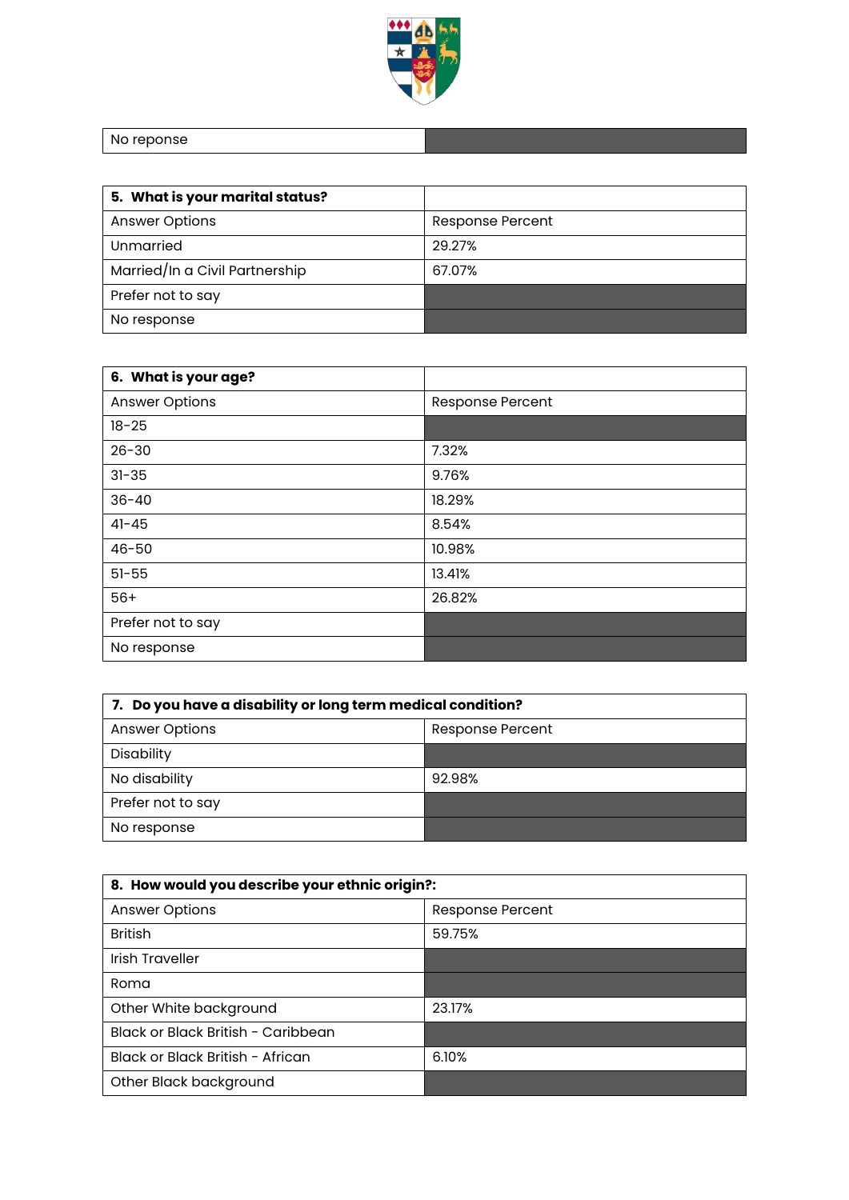| No reponse | |
|---|---|

| 5. What is your marital status? | |
|---|---|
| Answer Options | Response Percent |
| Unmarried | 29.27% |
| Married/In a Civil Partnership | 67.07% |
| Prefer not to say | |
| No response | |

| 6. What is your age? | |
|---|---|
| Answer Options | Response Percent |
| 18-25 | |
| 26-30 | 7.32% |
| 31-35 | 9.76% |
| 36-40 | 18.29% |
| 41-45 | 8.54% |
| 46-50 | 10.98% |
| 51-55 | 13.41% |
| 56+ | 26.82% |
| Prefer not to say | |
| No response | |

| 7. Do you have a disability or long term medical condition? | |
|---|---|
| Answer Options | Response Percent |
| Disability | |
| No disability | 92.98% |
| Prefer not to say | |
| No response | |

| 8. How would you describe your ethnic origin?: | |
|---|---|
| Answer Options | Response Percent |
| British | 59.75% |
| Irish Traveller | |
| Roma | |
| Other White background | 23.17% |
| Black or Black British - Caribbean | |
| Black or Black British - African | 6.10% |
| Other Black background | |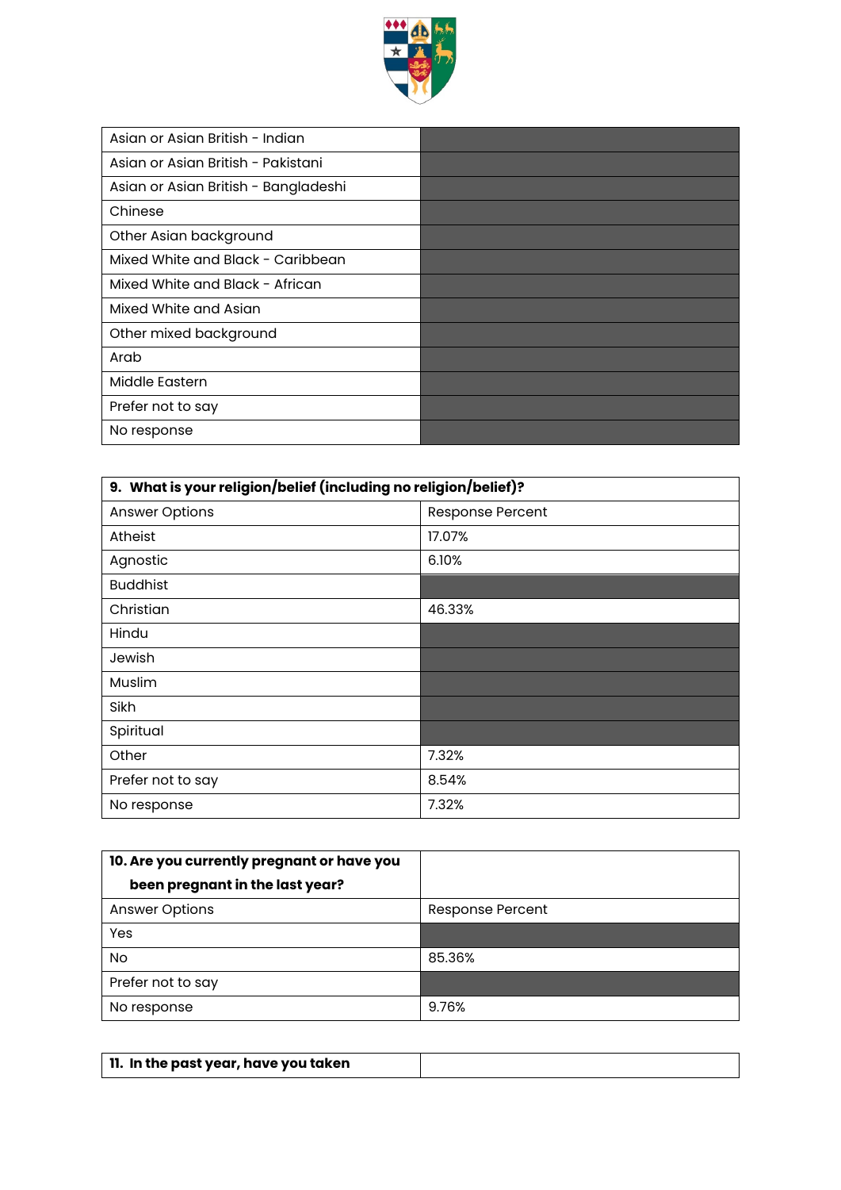| | |
|---|---|
| Asian or Asian British - Indian | |
| Asian or Asian British - Pakistani | |
| Asian or Asian British - Bangladeshi | |
| Chinese | |
| Other Asian background | |
| Mixed White and Black - Caribbean | |
| Mixed White and Black - African | |
| Mixed White and Asian | |
| Other mixed background | |
| Arab | |
| Middle Eastern | |
| Prefer not to say | |
| No response | |

| **9. What is your religion/belief (including no religion/belief)?** | |
|---|---|
| Answer Options | Response Percent |
| Atheist | 17.07% |
| Agnostic | 6.10% |
| Buddhist | |
| Christian | 46.33% |
| Hindu | |
| Jewish | |
| Muslim | |
| Sikh | |
| Spiritual | |
| Other | 7.32% |
| Prefer not to say | 8.54% |
| No response | 7.32% |

| **10. Are you currently pregnant or have you been pregnant in the last year?** | |
|---|---|
| Answer Options | Response Percent |
| Yes | |
| No | 85.36% |
| Prefer not to say | |
| No response | 9.76% |

| **11. In the past year, have you taken** | |
|---|---|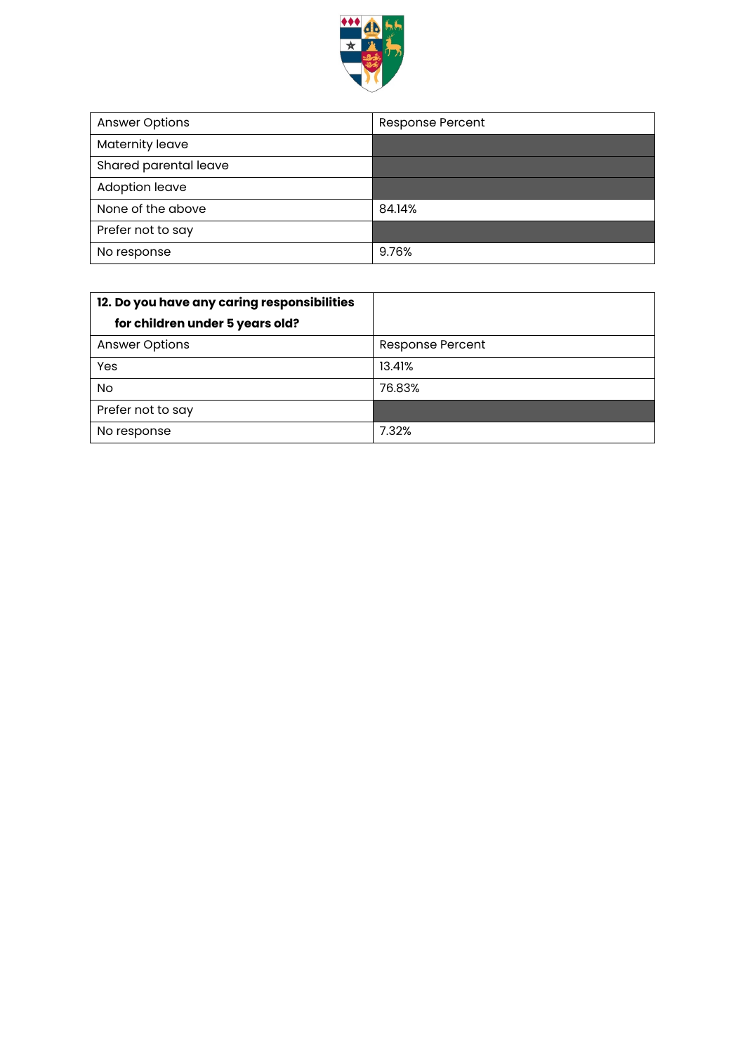| Answer Options | Response Percent |
|---|---|
| Maternity leave | |
| Shared parental leave | |
| Adoption leave | |
| None of the above | 84.14% |
| Prefer not to say | |
| No response | 9.76% |

| **12. Do you have any caring responsibilities for children under 5 years old?** | |
|---|---|
| Answer Options | Response Percent |
| Yes | 13.41% |
| No | 76.83% |
| Prefer not to say | |
| No response | 7.32% |